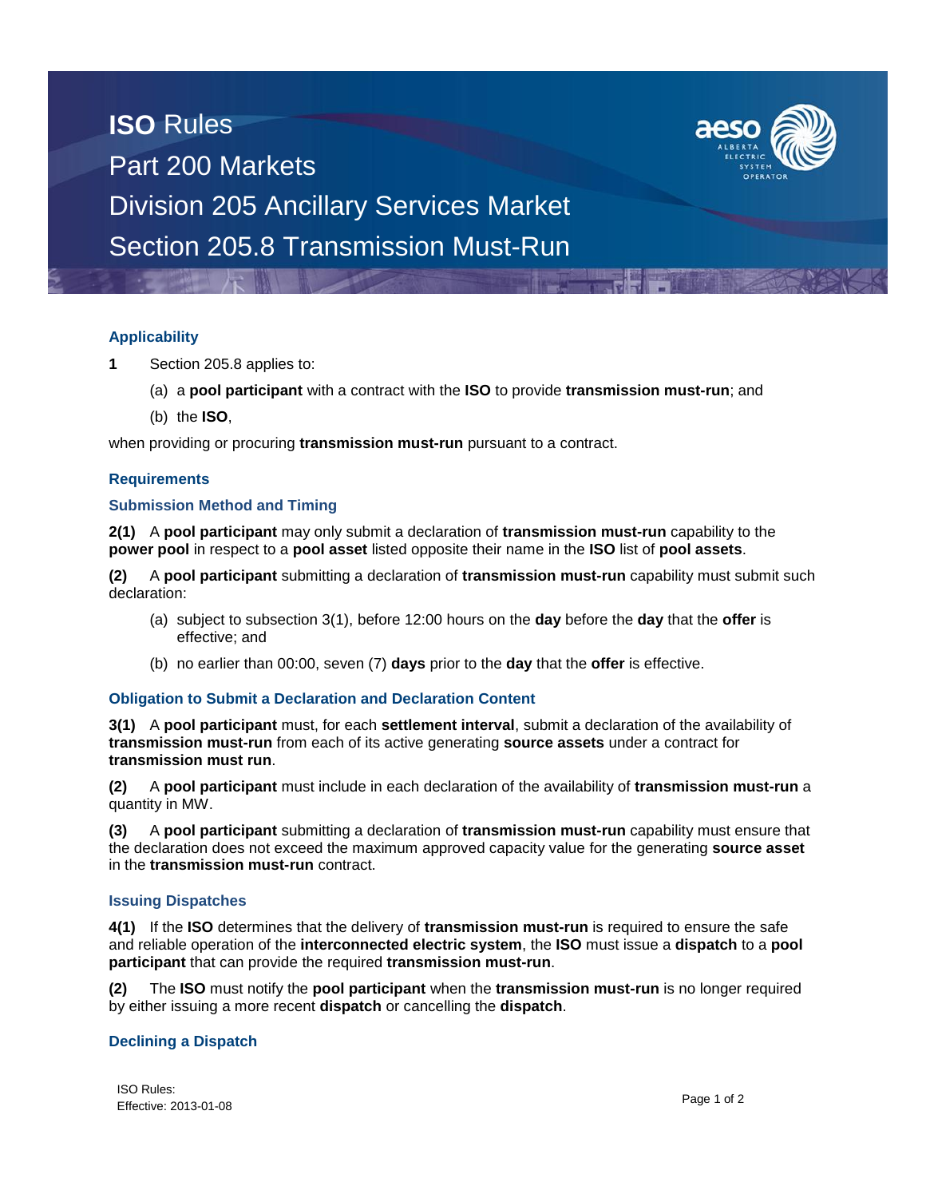# ISO Rules
## Part 200 Markets
## Division 205 Ancillary Services Market
## Section 205.8 Transmission Must-Run

### Applicability

**1** Section 205.8 applies to:

(a) a **pool participant** with a contract with the **ISO** to provide **transmission must-run**; and

(b) the **ISO**,

when providing or procuring **transmission must-run** pursuant to a contract.

### Requirements

#### Submission Method and Timing

**2(1)** A **pool participant** may only submit a declaration of **transmission must-run** capability to the **power pool** in respect to a **pool asset** listed opposite their name in the **ISO** list of **pool assets**.

**(2)** A **pool participant** submitting a declaration of **transmission must-run** capability must submit such declaration:

(a) subject to subsection 3(1), before 12:00 hours on the **day** before the **day** that the **offer** is effective; and

(b) no earlier than 00:00, seven (7) **days** prior to the **day** that the **offer** is effective.

#### Obligation to Submit a Declaration and Declaration Content

**3(1)** A **pool participant** must, for each **settlement interval**, submit a declaration of the availability of **transmission must-run** from each of its active generating **source assets** under a contract for **transmission must run**.

**(2)** A **pool participant** must include in each declaration of the availability of **transmission must-run** a quantity in MW.

**(3)** A **pool participant** submitting a declaration of **transmission must-run** capability must ensure that the declaration does not exceed the maximum approved capacity value for the generating **source asset** in the **transmission must-run** contract.

#### Issuing Dispatches

**4(1)** If the **ISO** determines that the delivery of **transmission must-run** is required to ensure the safe and reliable operation of the **interconnected electric system**, the **ISO** must issue a **dispatch** to a **pool participant** that can provide the required **transmission must-run**.

**(2)** The **ISO** must notify the **pool participant** when the **transmission must-run** is no longer required by either issuing a more recent **dispatch** or cancelling the **dispatch**.

#### Declining a Dispatch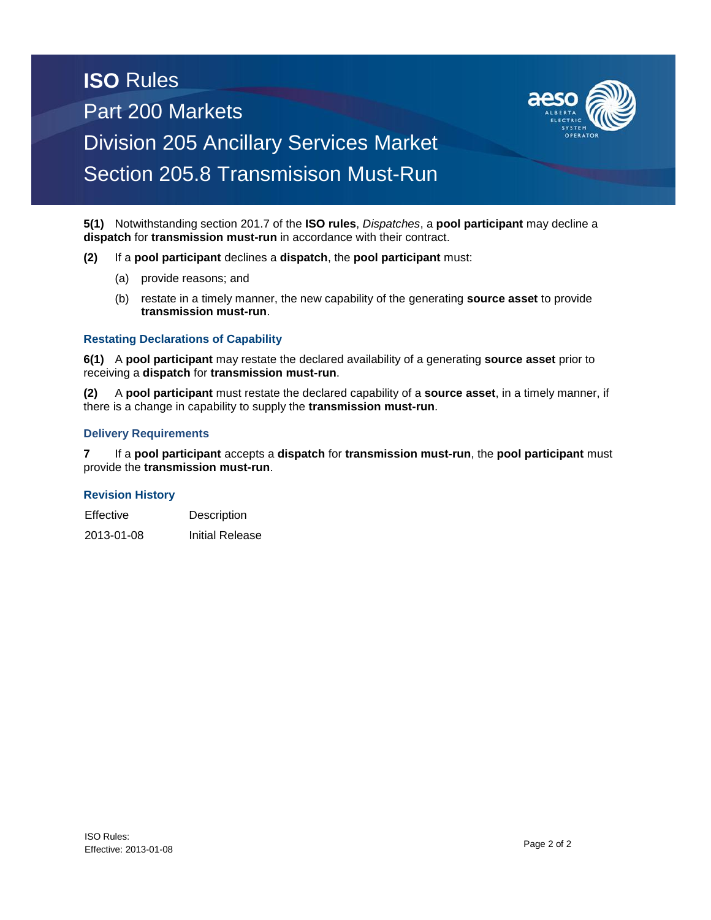**5(1)** Notwithstanding section 201.7 of the **ISO rules**, *Dispatches*, a **pool participant** may decline a **dispatch** for **transmission must-run** in accordance with their contract.

**(2)** If a **pool participant** declines a **dispatch**, the **pool participant** must:

(a) provide reasons; and

(b) restate in a timely manner, the new capability of the generating **source asset** to provide **transmission must-run**.

### Restating Declarations of Capability

**6(1)** A **pool participant** may restate the declared availability of a generating **source asset** prior to receiving a **dispatch** for **transmission must-run**.

**(2)** A **pool participant** must restate the declared capability of a **source asset**, in a timely manner, if there is a change in capability to supply the **transmission must-run**.

### Delivery Requirements

**7** If a **pool participant** accepts a **dispatch** for **transmission must-run**, the **pool participant** must provide the **transmission must-run**.

### Revision History

| Effective | Description |
| --- | --- |
| 2013-01-08 | Initial Release |